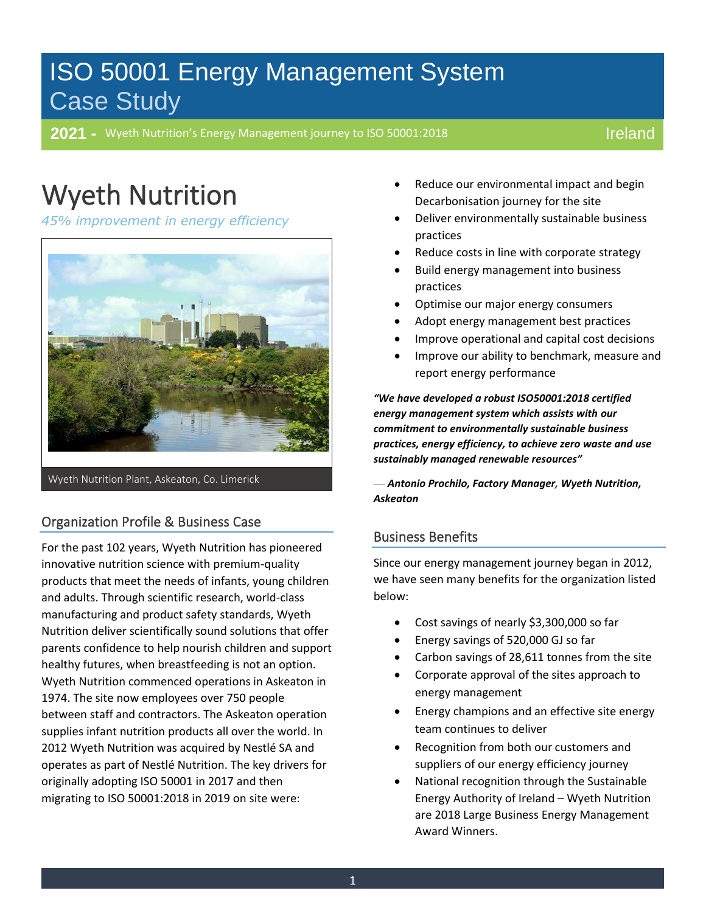# ISO 50001 Energy Management System
## Case Study

**2021 -** Wyeth Nutrition's Energy Management journey to ISO 50001:2018 — Ireland

# Wyeth Nutrition

*45% improvement in energy efficiency*

Wyeth Nutrition Plant, Askeaton, Co. Limerick

## Organization Profile & Business Case

For the past 102 years, Wyeth Nutrition has pioneered innovative nutrition science with premium-quality products that meet the needs of infants, young children and adults. Through scientific research, world-class manufacturing and product safety standards, Wyeth Nutrition deliver scientifically sound solutions that offer parents confidence to help nourish children and support healthy futures, when breastfeeding is not an option. Wyeth Nutrition commenced operations in Askeaton in 1974. The site now employees over 750 people between staff and contractors. The Askeaton operation supplies infant nutrition products all over the world. In 2012 Wyeth Nutrition was acquired by Nestlé SA and operates as part of Nestlé Nutrition. The key drivers for originally adopting ISO 50001 in 2017 and then migrating to ISO 50001:2018 in 2019 on site were:

- Reduce our environmental impact and begin Decarbonisation journey for the site
- Deliver environmentally sustainable business practices
- Reduce costs in line with corporate strategy
- Build energy management into business practices
- Optimise our major energy consumers
- Adopt energy management best practices
- Improve operational and capital cost decisions
- Improve our ability to benchmark, measure and report energy performance

***"We have developed a robust ISO50001:2018 certified energy management system which assists with our commitment to environmentally sustainable business practices, energy efficiency, to achieve zero waste and use sustainably managed renewable resources"***

***— Antonio Prochilo, Factory Manager, Wyeth Nutrition, Askeaton***

## Business Benefits

Since our energy management journey began in 2012, we have seen many benefits for the organization listed below:

- Cost savings of nearly $3,300,000 so far
- Energy savings of 520,000 GJ so far
- Carbon savings of 28,611 tonnes from the site
- Corporate approval of the sites approach to energy management
- Energy champions and an effective site energy team continues to deliver
- Recognition from both our customers and suppliers of our energy efficiency journey
- National recognition through the Sustainable Energy Authority of Ireland – Wyeth Nutrition are 2018 Large Business Energy Management Award Winners.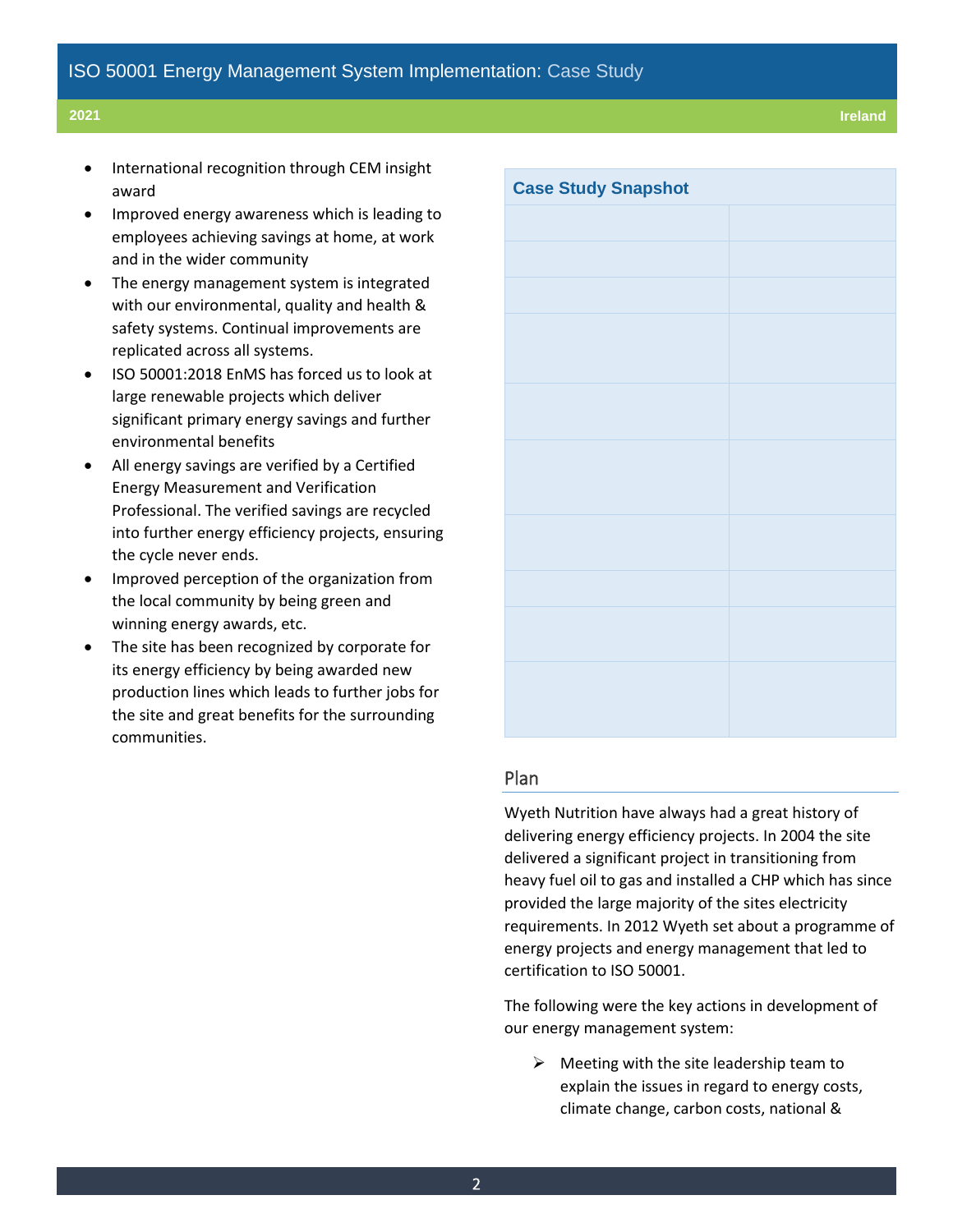- International recognition through CEM insight award
- Improved energy awareness which is leading to employees achieving savings at home, at work and in the wider community
- The energy management system is integrated with our environmental, quality and health & safety systems. Continual improvements are replicated across all systems.
- ISO 50001:2018 EnMS has forced us to look at large renewable projects which deliver significant primary energy savings and further environmental benefits
- All energy savings are verified by a Certified Energy Measurement and Verification Professional. The verified savings are recycled into further energy efficiency projects, ensuring the cycle never ends.
- Improved perception of the organization from the local community by being green and winning energy awards, etc.
- The site has been recognized by corporate for its energy efficiency by being awarded new production lines which leads to further jobs for the site and great benefits for the surrounding communities.

| Case Study Snapshot | |
|---|---|
| | |
| | |
| | |
| | |
| | |
| | |
| | |
| | |
| | |
| | |

## Plan

Wyeth Nutrition have always had a great history of delivering energy efficiency projects. In 2004 the site delivered a significant project in transitioning from heavy fuel oil to gas and installed a CHP which has since provided the large majority of the sites electricity requirements. In 2012 Wyeth set about a programme of energy projects and energy management that led to certification to ISO 50001.

The following were the key actions in development of our energy management system:

- Meeting with the site leadership team to explain the issues in regard to energy costs, climate change, carbon costs, national &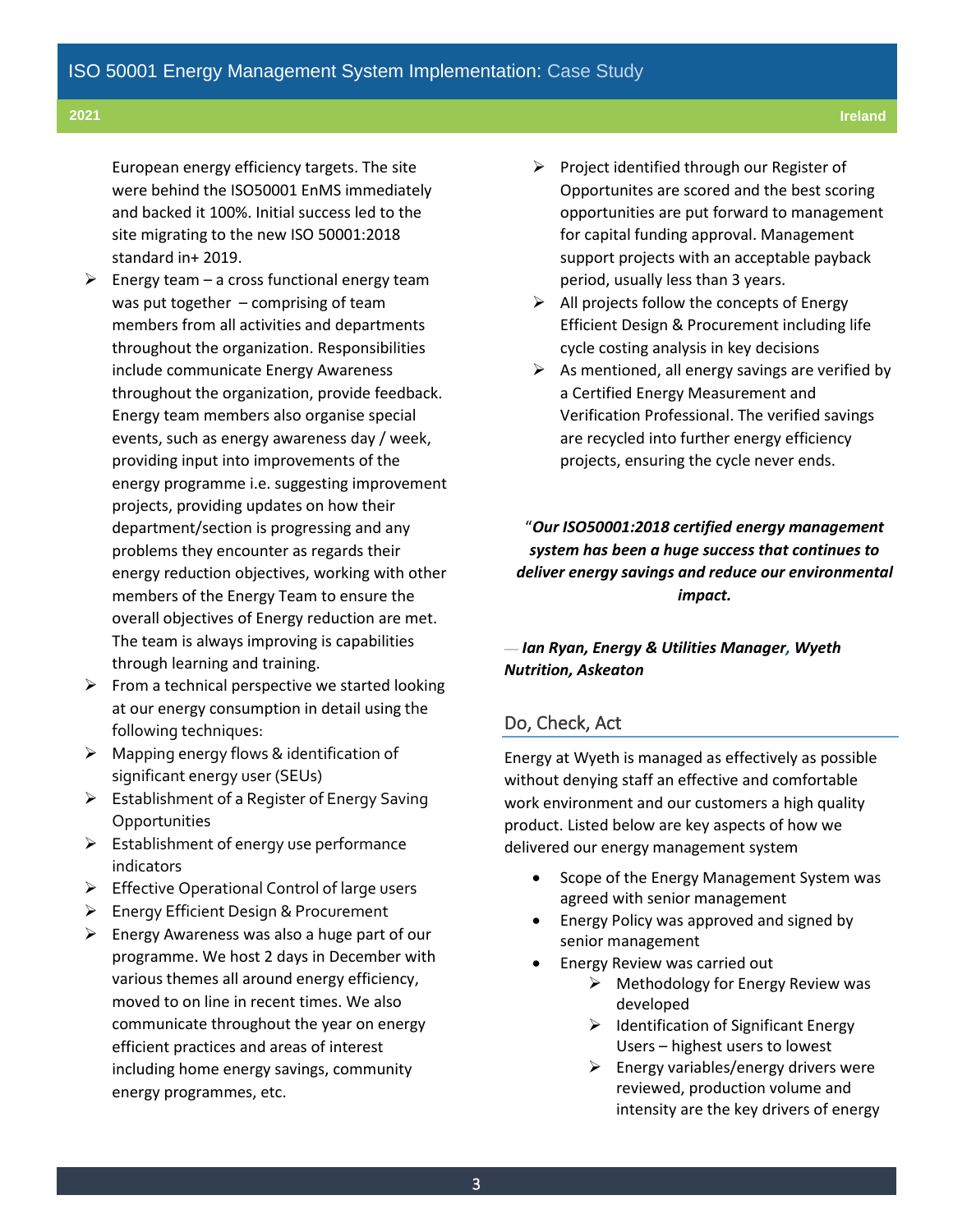European energy efficiency targets. The site were behind the ISO50001 EnMS immediately and backed it 100%. Initial success led to the site migrating to the new ISO 50001:2018 standard in+ 2019.

- Energy team – a cross functional energy team was put together – comprising of team members from all activities and departments throughout the organization. Responsibilities include communicate Energy Awareness throughout the organization, provide feedback. Energy team members also organise special events, such as energy awareness day / week, providing input into improvements of the energy programme i.e. suggesting improvement projects, providing updates on how their department/section is progressing and any problems they encounter as regards their energy reduction objectives, working with other members of the Energy Team to ensure the overall objectives of Energy reduction are met. The team is always improving is capabilities through learning and training.
- From a technical perspective we started looking at our energy consumption in detail using the following techniques:
- Mapping energy flows & identification of significant energy user (SEUs)
- Establishment of a Register of Energy Saving Opportunities
- Establishment of energy use performance indicators
- Effective Operational Control of large users
- Energy Efficient Design & Procurement
- Energy Awareness was also a huge part of our programme. We host 2 days in December with various themes all around energy efficiency, moved to on line in recent times. We also communicate throughout the year on energy efficient practices and areas of interest including home energy savings, community energy programmes, etc.
- Project identified through our Register of Opportunities are scored and the best scoring opportunities are put forward to management for capital funding approval. Management support projects with an acceptable payback period, usually less than 3 years.
- All projects follow the concepts of Energy Efficient Design & Procurement including life cycle costing analysis in key decisions
- As mentioned, all energy savings are verified by a Certified Energy Measurement and Verification Professional. The verified savings are recycled into further energy efficiency projects, ensuring the cycle never ends.

"***Our ISO50001:2018 certified energy management system has been a huge success that continues to deliver energy savings and reduce our environmental impact.***

— ***Ian Ryan, Energy & Utilities Manager, Wyeth Nutrition, Askeaton***

## Do, Check, Act

Energy at Wyeth is managed as effectively as possible without denying staff an effective and comfortable work environment and our customers a high quality product. Listed below are key aspects of how we delivered our energy management system

- Scope of the Energy Management System was agreed with senior management
- Energy Policy was approved and signed by senior management
- Energy Review was carried out
  - Methodology for Energy Review was developed
  - Identification of Significant Energy Users – highest users to lowest
  - Energy variables/energy drivers were reviewed, production volume and intensity are the key drivers of energy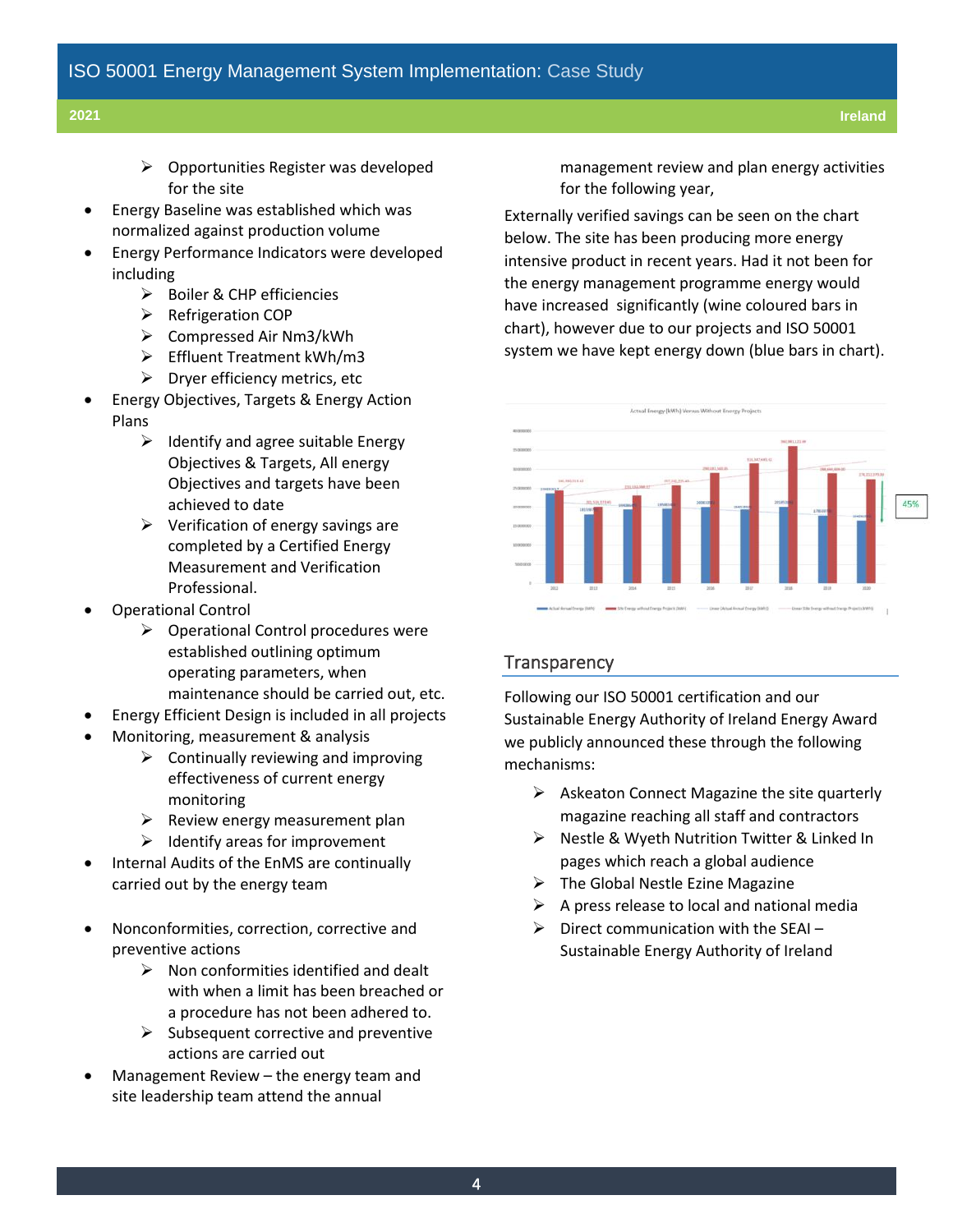- Opportunities Register was developed for the site
- Energy Baseline was established which was normalized against production volume
- Energy Performance Indicators were developed including
  - Boiler & CHP efficiencies
  - Refrigeration COP
  - Compressed Air Nm3/kWh
  - Effluent Treatment kWh/m3
  - Dryer efficiency metrics, etc
- Energy Objectives, Targets & Energy Action Plans
  - Identify and agree suitable Energy Objectives & Targets, All energy Objectives and targets have been achieved to date
  - Verification of energy savings are completed by a Certified Energy Measurement and Verification Professional.
- Operational Control
  - Operational Control procedures were established outlining optimum operating parameters, when maintenance should be carried out, etc.
- Energy Efficient Design is included in all projects
- Monitoring, measurement & analysis
  - Continually reviewing and improving effectiveness of current energy monitoring
  - Review energy measurement plan
  - Identify areas for improvement
- Internal Audits of the EnMS are continually carried out by the energy team

- Nonconformities, correction, corrective and preventive actions
  - Non conformities identified and dealt with when a limit has been breached or a procedure has not been adhered to.
  - Subsequent corrective and preventive actions are carried out
- Management Review – the energy team and site leadership team attend the annual management review and plan energy activities for the following year,

Externally verified savings can be seen on the chart below. The site has been producing more energy intensive product in recent years. Had it not been for the energy management programme energy would have increased significantly (wine coloured bars in chart), however due to our projects and ISO 50001 system we have kept energy down (blue bars in chart).

## Transparency

Following our ISO 50001 certification and our Sustainable Energy Authority of Ireland Energy Award we publicly announced these through the following mechanisms:

- Askeaton Connect Magazine the site quarterly magazine reaching all staff and contractors
- Nestle & Wyeth Nutrition Twitter & Linked In pages which reach a global audience
- The Global Nestle Ezine Magazine
- A press release to local and national media
- Direct communication with the SEAI – Sustainable Energy Authority of Ireland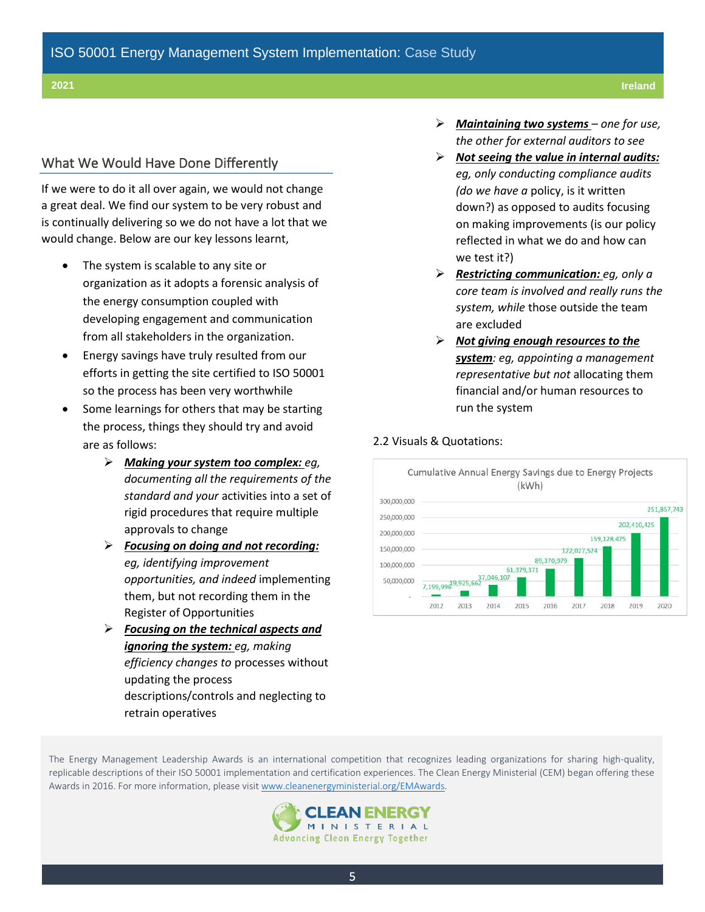## What We Would Have Done Differently

If we were to do it all over again, we would not change a great deal. We find our system to be very robust and is continually delivering so we do not have a lot that we would change. Below are our key lessons learnt,

- The system is scalable to any site or organization as it adopts a forensic analysis of the energy consumption coupled with developing engagement and communication from all stakeholders in the organization.
- Energy savings have truly resulted from our efforts in getting the site certified to ISO 50001 so the process has been very worthwhile
- Some learnings for others that may be starting the process, things they should try and avoid are as follows:
  - ***Making your system too complex:*** *eg, documenting all the requirements of the standard and your* activities into a set of rigid procedures that require multiple approvals to change
  - ***Focusing on doing and not recording:*** *eg, identifying improvement opportunities, and indeed* implementing them, but not recording them in the Register of Opportunities
  - ***Focusing on the technical aspects and ignoring the system:*** *eg, making efficiency changes to* processes without updating the process descriptions/controls and neglecting to retrain operatives
  - ***Maintaining two systems*** *– one for use, the other for external auditors to see*
  - ***Not seeing the value in internal audits:*** *eg, only conducting compliance audits (do we have a* policy, is it written down?) as opposed to audits focusing on making improvements (is our policy reflected in what we do and how can we test it?)
  - ***Restricting communication:*** *eg, only a core team is involved and really runs the system, while* those outside the team are excluded
  - ***Not giving enough resources to the system****: eg, appointing a management representative but not* allocating them financial and/or human resources to run the system

2.2 Visuals & Quotations:

Cumulative Annual Energy Savings due to Energy Projects (kWh)

| Year | kWh |
|---|---|
| 2012 | 7,199,996 |
| 2013 | 19,925,662 |
| 2014 | 37,046,107 |
| 2015 | 61,379,371 |
| 2016 | 89,370,979 |
| 2017 | 122,027,524 |
| 2018 | 159,128,475 |
| 2019 | 202,410,425 |
| 2020 | 251,857,743 |

The Energy Management Leadership Awards is an international competition that recognizes leading organizations for sharing high-quality, replicable descriptions of their ISO 50001 implementation and certification experiences. The Clean Energy Ministerial (CEM) began offering these Awards in 2016. For more information, please visit www.cleanenergyministerial.org/EMAwards.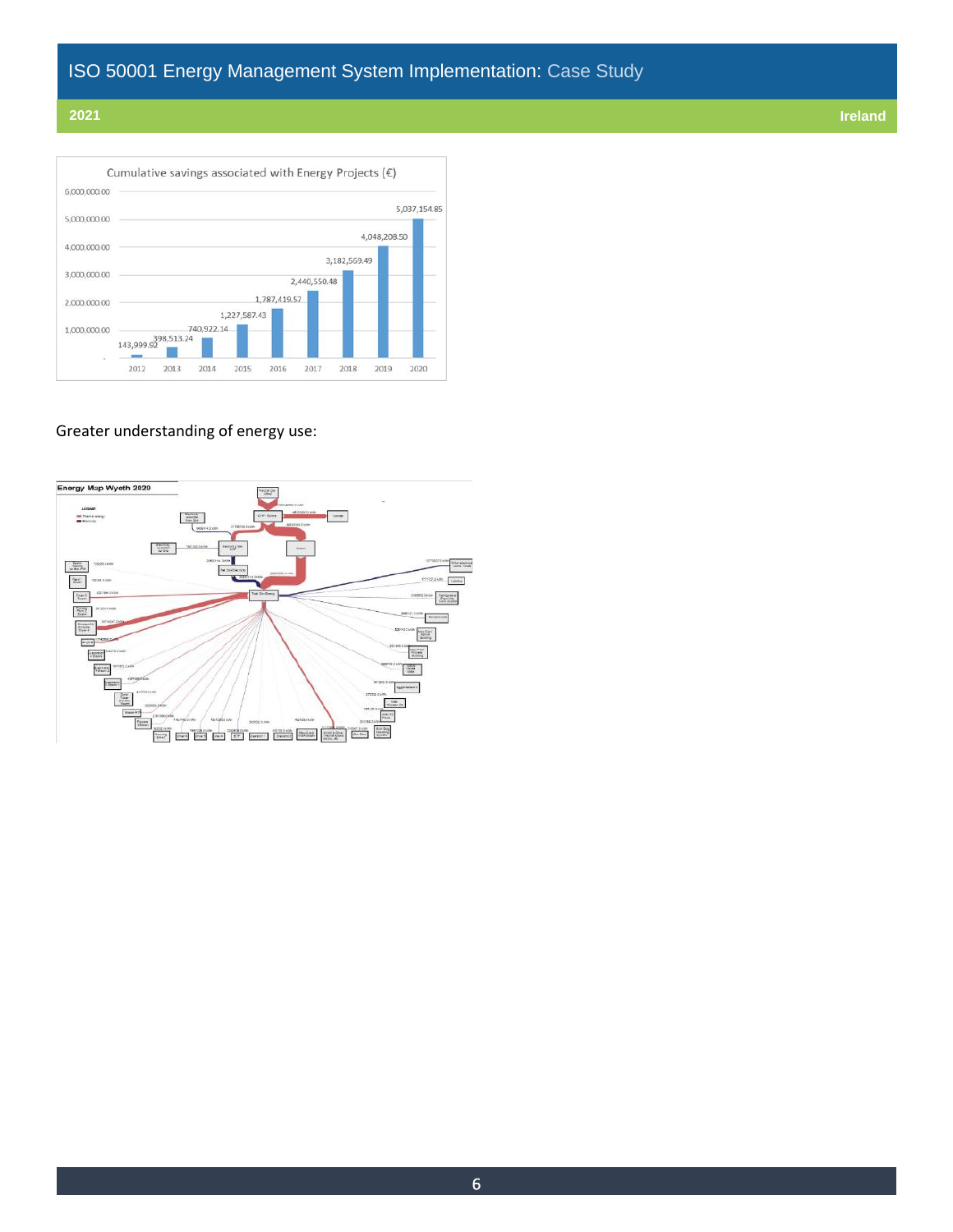Cumulative savings associated with Energy Projects (€)

6,000,000.00
5,000,000.00
4,000,000.00
3,000,000.00
2,000,000.00
1,000,000.00
-

2012: 143,999.92
2013: 398,513.24
2014: 740,922.14
2015: 1,227,587.43
2016: 1,787,419.57
2017: 2,440,550.48
2018: 3,182,569.49
2019: 4,048,208.50
2020: 5,037,154.85

Greater understanding of energy use:

Energy Map Wyeth 2020